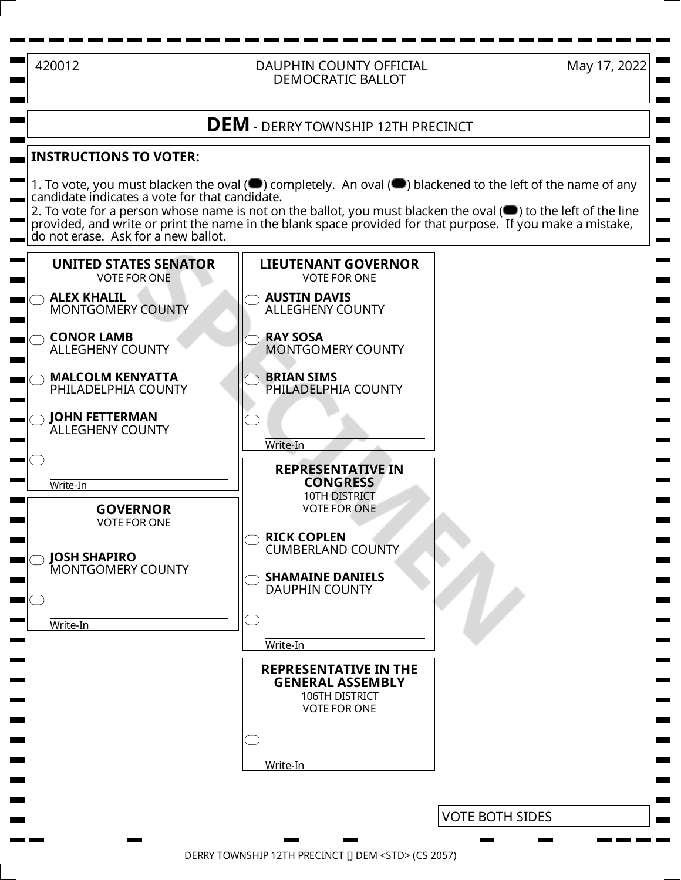420012

DAUPHIN COUNTY OFFICIAL
DEMOCRATIC BALLOT

May 17, 2022

# DEM - DERRY TOWNSHIP 12TH PRECINCT

**INSTRUCTIONS TO VOTER:**

1. To vote, you must blacken the oval (⬬) completely. An oval (⬬) blackened to the left of the name of any candidate indicates a vote for that candidate.
2. To vote for a person whose name is not on the ballot, you must blacken the oval (⬬) to the left of the line provided, and write or print the name in the blank space provided for that purpose. If you make a mistake, do not erase. Ask for a new ballot.

## UNITED STATES SENATOR
VOTE FOR ONE

- ⬭ **ALEX KHALIL** MONTGOMERY COUNTY
- ⬭ **CONOR LAMB** ALLEGHENY COUNTY
- ⬭ **MALCOLM KENYATTA** PHILADELPHIA COUNTY
- ⬭ **JOHN FETTERMAN** ALLEGHENY COUNTY
- ⬭ ______________ Write-In

## GOVERNOR
VOTE FOR ONE

- ⬭ **JOSH SHAPIRO** MONTGOMERY COUNTY
- ⬭ ______________ Write-In

## LIEUTENANT GOVERNOR
VOTE FOR ONE

- ⬭ **AUSTIN DAVIS** ALLEGHENY COUNTY
- ⬭ **RAY SOSA** MONTGOMERY COUNTY
- ⬭ **BRIAN SIMS** PHILADELPHIA COUNTY
- ⬭ ______________ Write-In

## REPRESENTATIVE IN CONGRESS
10TH DISTRICT
VOTE FOR ONE

- ⬭ **RICK COPLEN** CUMBERLAND COUNTY
- ⬭ **SHAMAINE DANIELS** DAUPHIN COUNTY
- ⬭ ______________ Write-In

## REPRESENTATIVE IN THE GENERAL ASSEMBLY
106TH DISTRICT
VOTE FOR ONE

- ⬭ ______________ Write-In

VOTE BOTH SIDES

DERRY TOWNSHIP 12TH PRECINCT [] DEM <STD> (CS 2057)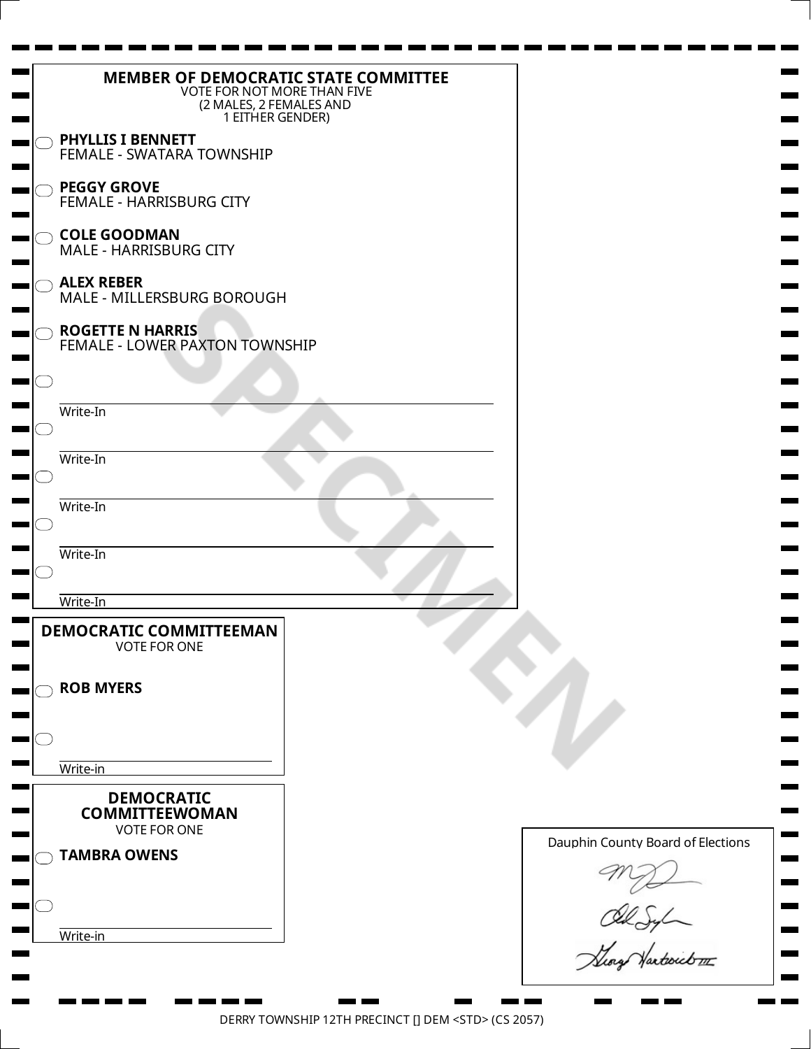## MEMBER OF DEMOCRATIC STATE COMMITTEE

VOTE FOR NOT MORE THAN FIVE
(2 MALES, 2 FEMALES AND
1 EITHER GENDER)

- **PHYLLIS I BENNETT**
  FEMALE - SWATARA TOWNSHIP
- **PEGGY GROVE**
  FEMALE - HARRISBURG CITY
- **COLE GOODMAN**
  MALE - HARRISBURG CITY
- **ALEX REBER**
  MALE - MILLERSBURG BOROUGH
- **ROGETTE N HARRIS**
  FEMALE - LOWER PAXTON TOWNSHIP
- Write-In
- Write-In
- Write-In
- Write-In
- Write-In

## DEMOCRATIC COMMITTEEMAN

VOTE FOR ONE

- **ROB MYERS**
- Write-in

## DEMOCRATIC COMMITTEEWOMAN

VOTE FOR ONE

- **TAMBRA OWENS**
- Write-in

SPECIMEN

Dauphin County Board of Elections

DERRY TOWNSHIP 12TH PRECINCT [] DEM <STD> (CS 2057)